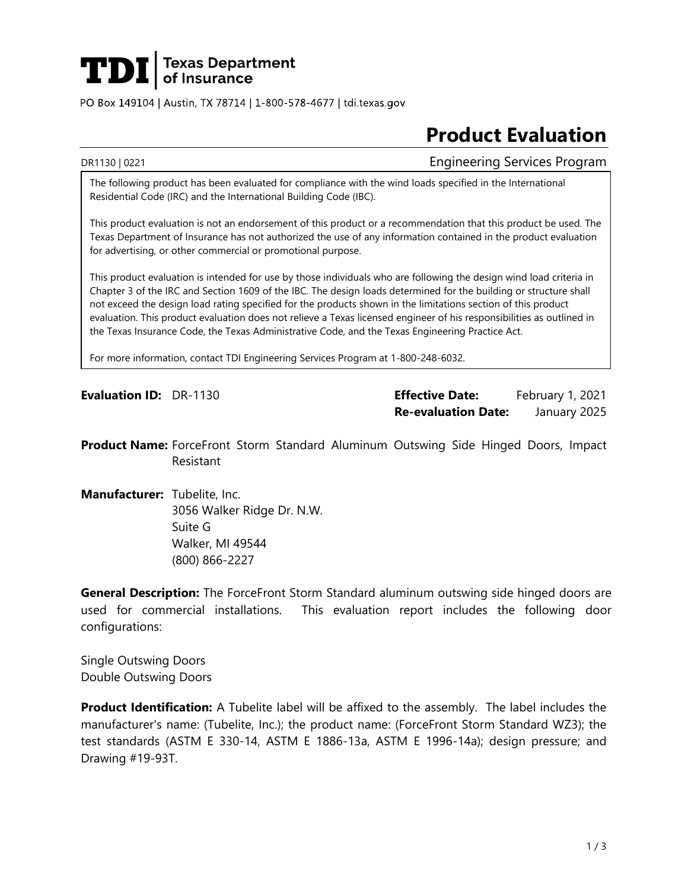**TDI** | Texas Department of Insurance

PO Box 149104 | Austin, TX 78714 | 1-800-578-4677 | tdi.texas.gov

# Product Evaluation

DR1130 | 0221 — Engineering Services Program

The following product has been evaluated for compliance with the wind loads specified in the International Residential Code (IRC) and the International Building Code (IBC).

This product evaluation is not an endorsement of this product or a recommendation that this product be used. The Texas Department of Insurance has not authorized the use of any information contained in the product evaluation for advertising, or other commercial or promotional purpose.

This product evaluation is intended for use by those individuals who are following the design wind load criteria in Chapter 3 of the IRC and Section 1609 of the IBC. The design loads determined for the building or structure shall not exceed the design load rating specified for the products shown in the limitations section of this product evaluation. This product evaluation does not relieve a Texas licensed engineer of his responsibilities as outlined in the Texas Insurance Code, the Texas Administrative Code, and the Texas Engineering Practice Act.

For more information, contact TDI Engineering Services Program at 1-800-248-6032.

**Evaluation ID:** DR-1130

**Effective Date:** February 1, 2021

**Re-evaluation Date:** January 2025

**Product Name:** ForceFront Storm Standard Aluminum Outswing Side Hinged Doors, Impact Resistant

**Manufacturer:** Tubelite, Inc.
3056 Walker Ridge Dr. N.W.
Suite G
Walker, MI 49544
(800) 866-2227

**General Description:** The ForceFront Storm Standard aluminum outswing side hinged doors are used for commercial installations. This evaluation report includes the following door configurations:

Single Outswing Doors
Double Outswing Doors

**Product Identification:** A Tubelite label will be affixed to the assembly. The label includes the manufacturer's name: (Tubelite, Inc.); the product name: (ForceFront Storm Standard WZ3); the test standards (ASTM E 330-14, ASTM E 1886-13a, ASTM E 1996-14a); design pressure; and Drawing #19-93T.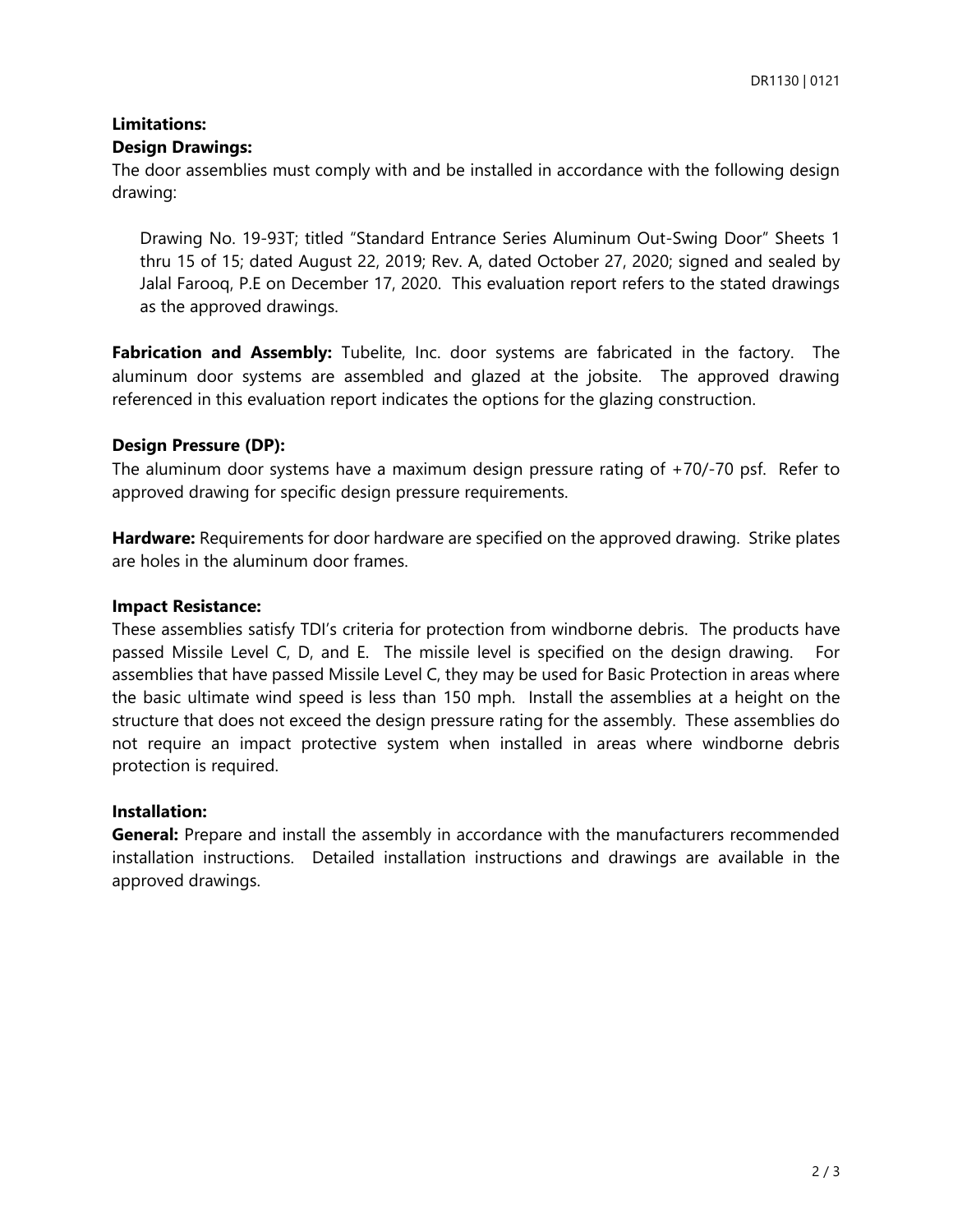**Limitations:**

**Design Drawings:**

The door assemblies must comply with and be installed in accordance with the following design drawing:

> Drawing No. 19-93T; titled "Standard Entrance Series Aluminum Out-Swing Door" Sheets 1 thru 15 of 15; dated August 22, 2019; Rev. A, dated October 27, 2020; signed and sealed by Jalal Farooq, P.E on December 17, 2020. This evaluation report refers to the stated drawings as the approved drawings.

**Fabrication and Assembly:** Tubelite, Inc. door systems are fabricated in the factory. The aluminum door systems are assembled and glazed at the jobsite. The approved drawing referenced in this evaluation report indicates the options for the glazing construction.

**Design Pressure (DP):**

The aluminum door systems have a maximum design pressure rating of +70/-70 psf. Refer to approved drawing for specific design pressure requirements.

**Hardware:** Requirements for door hardware are specified on the approved drawing. Strike plates are holes in the aluminum door frames.

**Impact Resistance:**

These assemblies satisfy TDI's criteria for protection from windborne debris. The products have passed Missile Level C, D, and E. The missile level is specified on the design drawing. For assemblies that have passed Missile Level C, they may be used for Basic Protection in areas where the basic ultimate wind speed is less than 150 mph. Install the assemblies at a height on the structure that does not exceed the design pressure rating for the assembly. These assemblies do not require an impact protective system when installed in areas where windborne debris protection is required.

**Installation:**

**General:** Prepare and install the assembly in accordance with the manufacturers recommended installation instructions. Detailed installation instructions and drawings are available in the approved drawings.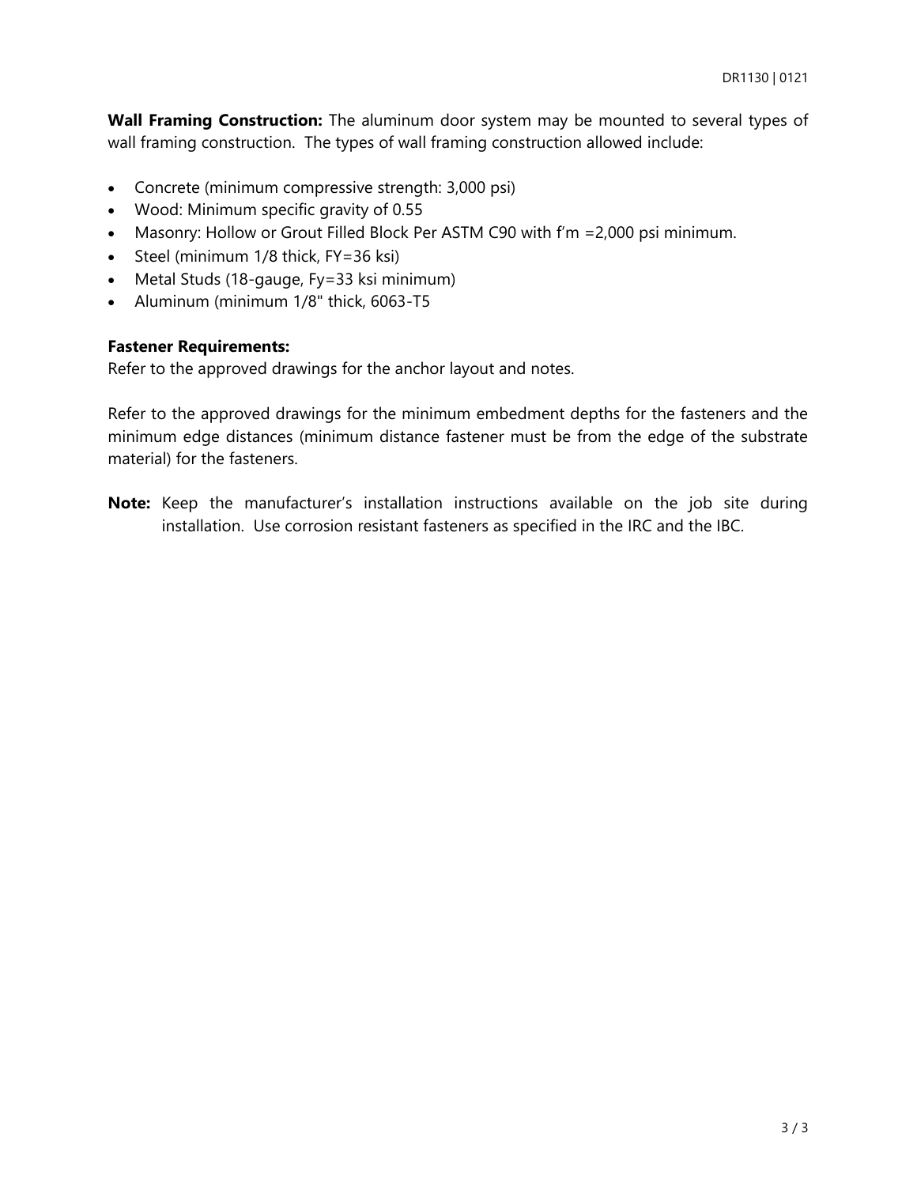**Wall Framing Construction:** The aluminum door system may be mounted to several types of wall framing construction. The types of wall framing construction allowed include:

- Concrete (minimum compressive strength: 3,000 psi)
- Wood: Minimum specific gravity of 0.55
- Masonry: Hollow or Grout Filled Block Per ASTM C90 with f'm =2,000 psi minimum.
- Steel (minimum 1/8 thick, FY=36 ksi)
- Metal Studs (18-gauge, Fy=33 ksi minimum)
- Aluminum (minimum 1/8" thick, 6063-T5

**Fastener Requirements:**
Refer to the approved drawings for the anchor layout and notes.

Refer to the approved drawings for the minimum embedment depths for the fasteners and the minimum edge distances (minimum distance fastener must be from the edge of the substrate material) for the fasteners.

**Note:** Keep the manufacturer's installation instructions available on the job site during installation. Use corrosion resistant fasteners as specified in the IRC and the IBC.